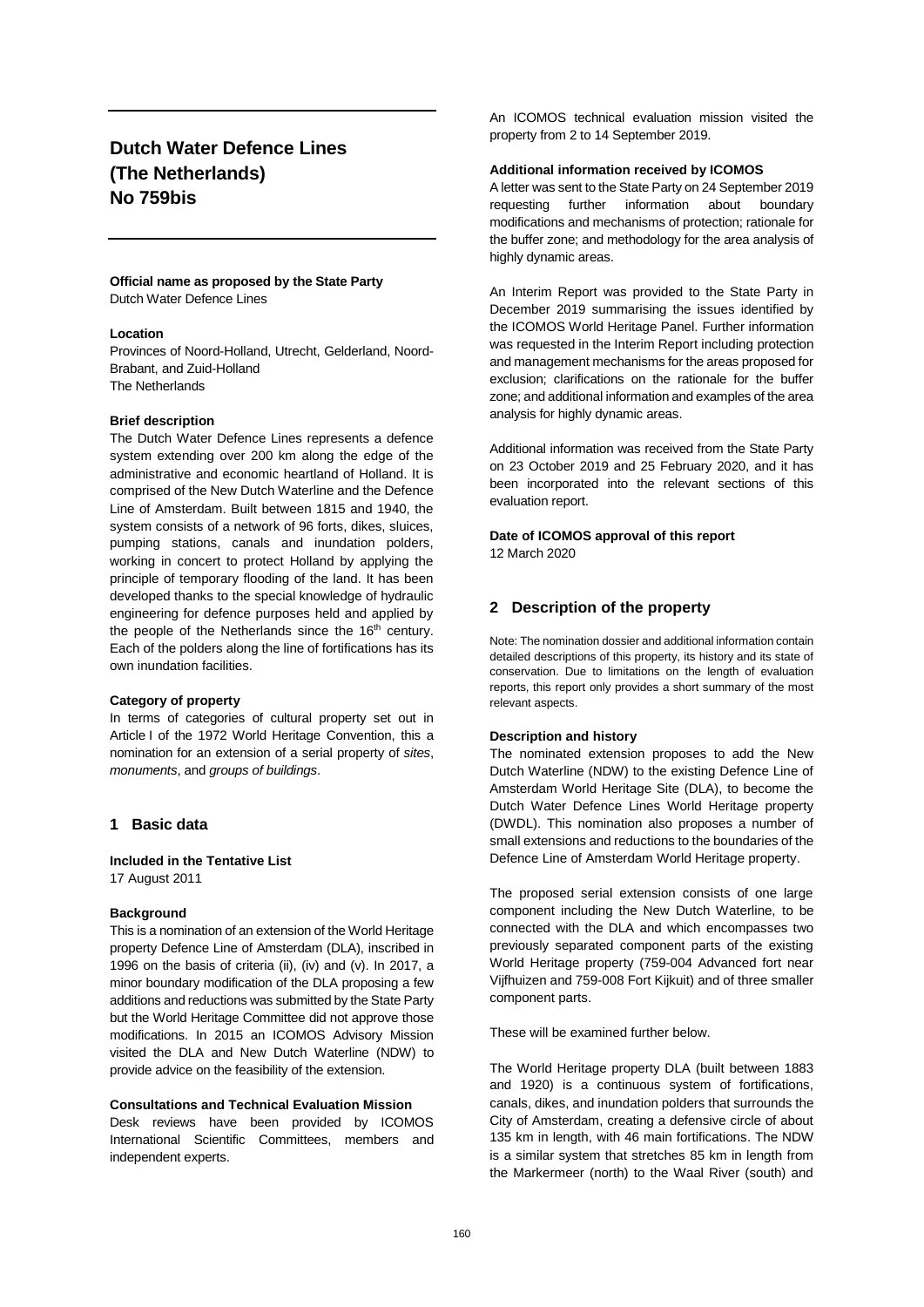# Dutch Water Defence Lines (The Netherlands) No 759bis

**Official name as proposed by the State Party**
Dutch Water Defence Lines

**Location**
Provinces of Noord-Holland, Utrecht, Gelderland, Noord-Brabant, and Zuid-Holland
The Netherlands

**Brief description**
The Dutch Water Defence Lines represents a defence system extending over 200 km along the edge of the administrative and economic heartland of Holland. It is comprised of the New Dutch Waterline and the Defence Line of Amsterdam. Built between 1815 and 1940, the system consists of a network of 96 forts, dikes, sluices, pumping stations, canals and inundation polders, working in concert to protect Holland by applying the principle of temporary flooding of the land. It has been developed thanks to the special knowledge of hydraulic engineering for defence purposes held and applied by the people of the Netherlands since the 16th century. Each of the polders along the line of fortifications has its own inundation facilities.

**Category of property**
In terms of categories of cultural property set out in Article I of the 1972 World Heritage Convention, this a nomination for an extension of a serial property of *sites*, *monuments*, and *groups of buildings*.

## 1 Basic data

**Included in the Tentative List**
17 August 2011

**Background**
This is a nomination of an extension of the World Heritage property Defence Line of Amsterdam (DLA), inscribed in 1996 on the basis of criteria (ii), (iv) and (v). In 2017, a minor boundary modification of the DLA proposing a few additions and reductions was submitted by the State Party but the World Heritage Committee did not approve those modifications. In 2015 an ICOMOS Advisory Mission visited the DLA and New Dutch Waterline (NDW) to provide advice on the feasibility of the extension.

**Consultations and Technical Evaluation Mission**
Desk reviews have been provided by ICOMOS International Scientific Committees, members and independent experts.

An ICOMOS technical evaluation mission visited the property from 2 to 14 September 2019.

**Additional information received by ICOMOS**
A letter was sent to the State Party on 24 September 2019 requesting further information about boundary modifications and mechanisms of protection; rationale for the buffer zone; and methodology for the area analysis of highly dynamic areas.

An Interim Report was provided to the State Party in December 2019 summarising the issues identified by the ICOMOS World Heritage Panel. Further information was requested in the Interim Report including protection and management mechanisms for the areas proposed for exclusion; clarifications on the rationale for the buffer zone; and additional information and examples of the area analysis for highly dynamic areas.

Additional information was received from the State Party on 23 October 2019 and 25 February 2020, and it has been incorporated into the relevant sections of this evaluation report.

**Date of ICOMOS approval of this report**
12 March 2020

## 2 Description of the property

Note: The nomination dossier and additional information contain detailed descriptions of this property, its history and its state of conservation. Due to limitations on the length of evaluation reports, this report only provides a short summary of the most relevant aspects.

**Description and history**
The nominated extension proposes to add the New Dutch Waterline (NDW) to the existing Defence Line of Amsterdam World Heritage Site (DLA), to become the Dutch Water Defence Lines World Heritage property (DWDL). This nomination also proposes a number of small extensions and reductions to the boundaries of the Defence Line of Amsterdam World Heritage property.

The proposed serial extension consists of one large component including the New Dutch Waterline, to be connected with the DLA and which encompasses two previously separated component parts of the existing World Heritage property (759-004 Advanced fort near Vijfhuizen and 759-008 Fort Kijkuit) and of three smaller component parts.

These will be examined further below.

The World Heritage property DLA (built between 1883 and 1920) is a continuous system of fortifications, canals, dikes, and inundation polders that surrounds the City of Amsterdam, creating a defensive circle of about 135 km in length, with 46 main fortifications. The NDW is a similar system that stretches 85 km in length from the Markermeer (north) to the Waal River (south) and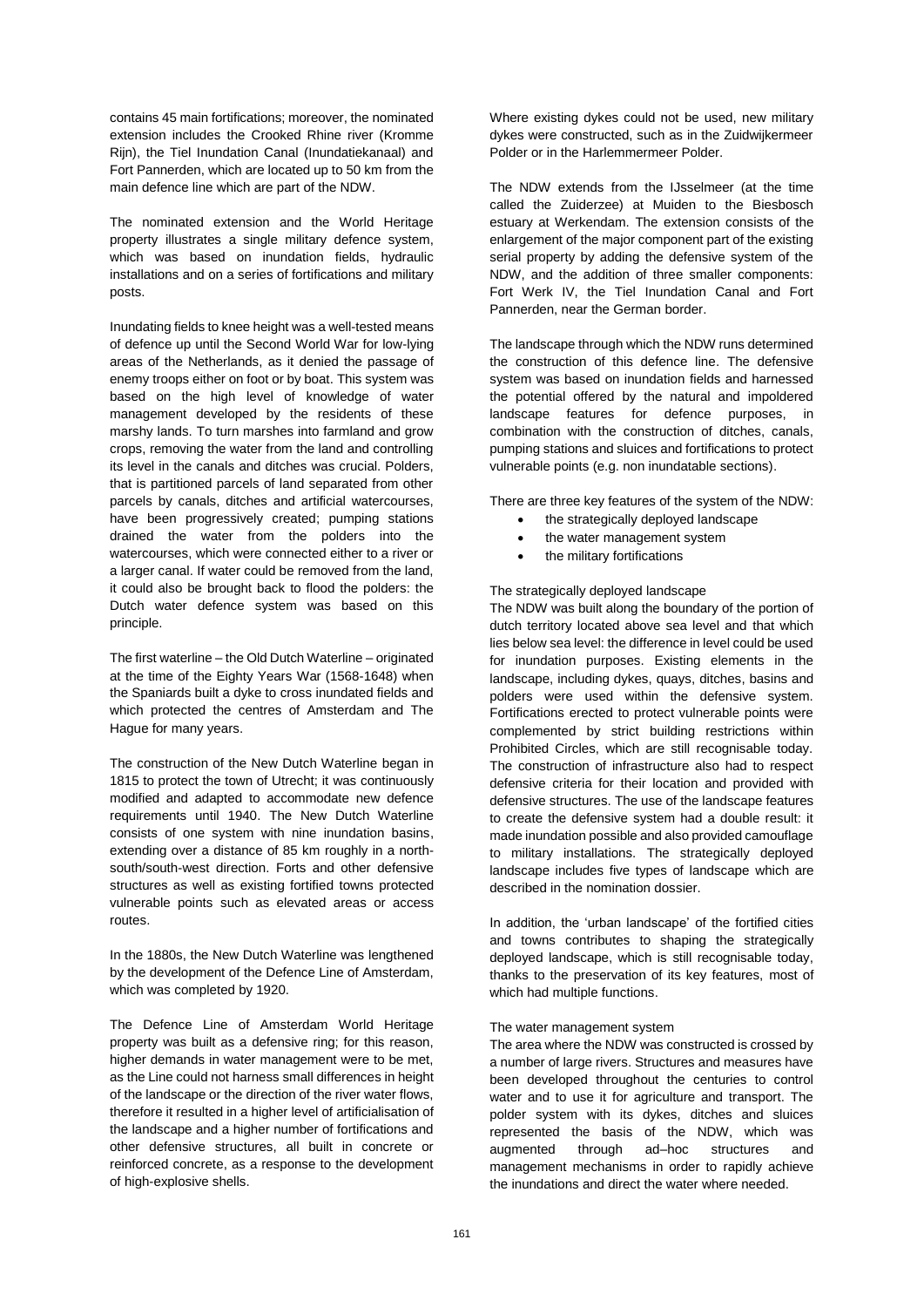contains 45 main fortifications; moreover, the nominated extension includes the Crooked Rhine river (Kromme Rijn), the Tiel Inundation Canal (Inundatiekanaal) and Fort Pannerden, which are located up to 50 km from the main defence line which are part of the NDW.

The nominated extension and the World Heritage property illustrates a single military defence system, which was based on inundation fields, hydraulic installations and on a series of fortifications and military posts.

Inundating fields to knee height was a well-tested means of defence up until the Second World War for low-lying areas of the Netherlands, as it denied the passage of enemy troops either on foot or by boat. This system was based on the high level of knowledge of water management developed by the residents of these marshy lands. To turn marshes into farmland and grow crops, removing the water from the land and controlling its level in the canals and ditches was crucial. Polders, that is partitioned parcels of land separated from other parcels by canals, ditches and artificial watercourses, have been progressively created; pumping stations drained the water from the polders into the watercourses, which were connected either to a river or a larger canal. If water could be removed from the land, it could also be brought back to flood the polders: the Dutch water defence system was based on this principle.

The first waterline – the Old Dutch Waterline – originated at the time of the Eighty Years War (1568-1648) when the Spaniards built a dyke to cross inundated fields and which protected the centres of Amsterdam and The Hague for many years.

The construction of the New Dutch Waterline began in 1815 to protect the town of Utrecht; it was continuously modified and adapted to accommodate new defence requirements until 1940. The New Dutch Waterline consists of one system with nine inundation basins, extending over a distance of 85 km roughly in a north-south/south-west direction. Forts and other defensive structures as well as existing fortified towns protected vulnerable points such as elevated areas or access routes.

In the 1880s, the New Dutch Waterline was lengthened by the development of the Defence Line of Amsterdam, which was completed by 1920.

The Defence Line of Amsterdam World Heritage property was built as a defensive ring; for this reason, higher demands in water management were to be met, as the Line could not harness small differences in height of the landscape or the direction of the river water flows, therefore it resulted in a higher level of artificialisation of the landscape and a higher number of fortifications and other defensive structures, all built in concrete or reinforced concrete, as a response to the development of high-explosive shells.

Where existing dykes could not be used, new military dykes were constructed, such as in the Zuidwijkermeer Polder or in the Harlemmermeer Polder.

The NDW extends from the IJsselmeer (at the time called the Zuiderzee) at Muiden to the Biesbosch estuary at Werkendam. The extension consists of the enlargement of the major component part of the existing serial property by adding the defensive system of the NDW, and the addition of three smaller components: Fort Werk IV, the Tiel Inundation Canal and Fort Pannerden, near the German border.

The landscape through which the NDW runs determined the construction of this defence line. The defensive system was based on inundation fields and harnessed the potential offered by the natural and impoldered landscape features for defence purposes, in combination with the construction of ditches, canals, pumping stations and sluices and fortifications to protect vulnerable points (e.g. non inundatable sections).

There are three key features of the system of the NDW:

- the strategically deployed landscape
- the water management system
- the military fortifications

The strategically deployed landscape

The NDW was built along the boundary of the portion of dutch territory located above sea level and that which lies below sea level: the difference in level could be used for inundation purposes. Existing elements in the landscape, including dykes, quays, ditches, basins and polders were used within the defensive system. Fortifications erected to protect vulnerable points were complemented by strict building restrictions within Prohibited Circles, which are still recognisable today. The construction of infrastructure also had to respect defensive criteria for their location and provided with defensive structures. The use of the landscape features to create the defensive system had a double result: it made inundation possible and also provided camouflage to military installations. The strategically deployed landscape includes five types of landscape which are described in the nomination dossier.

In addition, the 'urban landscape' of the fortified cities and towns contributes to shaping the strategically deployed landscape, which is still recognisable today, thanks to the preservation of its key features, most of which had multiple functions.

The water management system

The area where the NDW was constructed is crossed by a number of large rivers. Structures and measures have been developed throughout the centuries to control water and to use it for agriculture and transport. The polder system with its dykes, ditches and sluices represented the basis of the NDW, which was augmented through ad–hoc structures and management mechanisms in order to rapidly achieve the inundations and direct the water where needed.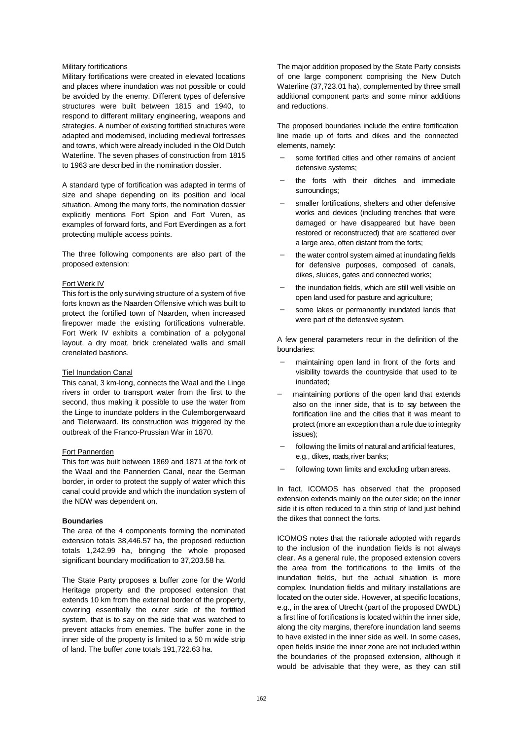Military fortifications

Military fortifications were created in elevated locations and places where inundation was not possible or could be avoided by the enemy. Different types of defensive structures were built between 1815 and 1940, to respond to different military engineering, weapons and strategies. A number of existing fortified structures were adapted and modernised, including medieval fortresses and towns, which were already included in the Old Dutch Waterline. The seven phases of construction from 1815 to 1963 are described in the nomination dossier.

A standard type of fortification was adapted in terms of size and shape depending on its position and local situation. Among the many forts, the nomination dossier explicitly mentions Fort Spion and Fort Vuren, as examples of forward forts, and Fort Everdingen as a fort protecting multiple access points.

The three following components are also part of the proposed extension:

Fort Werk IV

This fort is the only surviving structure of a system of five forts known as the Naarden Offensive which was built to protect the fortified town of Naarden, when increased firepower made the existing fortifications vulnerable. Fort Werk IV exhibits a combination of a polygonal layout, a dry moat, brick crenelated walls and small crenelated bastions.

Tiel Inundation Canal

This canal, 3 km-long, connects the Waal and the Linge rivers in order to transport water from the first to the second, thus making it possible to use the water from the Linge to inundate polders in the Culemborgerwaard and Tielerwaard. Its construction was triggered by the outbreak of the Franco-Prussian War in 1870.

Fort Pannerden

This fort was built between 1869 and 1871 at the fork of the Waal and the Pannerden Canal, near the German border, in order to protect the supply of water which this canal could provide and which the inundation system of the NDW was dependent on.

**Boundaries**

The area of the 4 components forming the nominated extension totals 38,446.57 ha, the proposed reduction totals 1,242.99 ha, bringing the whole proposed significant boundary modification to 37,203.58 ha.

The State Party proposes a buffer zone for the World Heritage property and the proposed extension that extends 10 km from the external border of the property, covering essentially the outer side of the fortified system, that is to say on the side that was watched to prevent attacks from enemies. The buffer zone in the inner side of the property is limited to a 50 m wide strip of land. The buffer zone totals 191,722.63 ha.

The major addition proposed by the State Party consists of one large component comprising the New Dutch Waterline (37,723.01 ha), complemented by three small additional component parts and some minor additions and reductions.

The proposed boundaries include the entire fortification line made up of forts and dikes and the connected elements, namely:

- some fortified cities and other remains of ancient defensive systems;
- the forts with their ditches and immediate surroundings;
- smaller fortifications, shelters and other defensive works and devices (including trenches that were damaged or have disappeared but have been restored or reconstructed) that are scattered over a large area, often distant from the forts;
- the water control system aimed at inundating fields for defensive purposes, composed of canals, dikes, sluices, gates and connected works;
- the inundation fields, which are still well visible on open land used for pasture and agriculture;
- some lakes or permanently inundated lands that were part of the defensive system.

A few general parameters recur in the definition of the boundaries:

- maintaining open land in front of the forts and visibility towards the countryside that used to be inundated;
- maintaining portions of the open land that extends also on the inner side, that is to say between the fortification line and the cities that it was meant to protect (more an exception than a rule due to integrity issues);
- following the limits of natural and artificial features, e.g., dikes, roads, river banks;
- following town limits and excluding urban areas.

In fact, ICOMOS has observed that the proposed extension extends mainly on the outer side; on the inner side it is often reduced to a thin strip of land just behind the dikes that connect the forts.

ICOMOS notes that the rationale adopted with regards to the inclusion of the inundation fields is not always clear. As a general rule, the proposed extension covers the area from the fortifications to the limits of the inundation fields, but the actual situation is more complex. Inundation fields and military installations are located on the outer side. However, at specific locations, e.g., in the area of Utrecht (part of the proposed DWDL) a first line of fortifications is located within the inner side, along the city margins, therefore inundation land seems to have existed in the inner side as well. In some cases, open fields inside the inner zone are not included within the boundaries of the proposed extension, although it would be advisable that they were, as they can still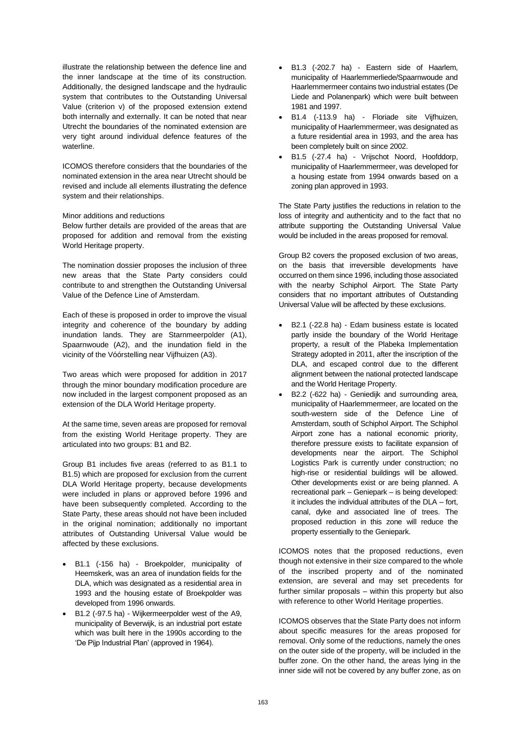illustrate the relationship between the defence line and the inner landscape at the time of its construction. Additionally, the designed landscape and the hydraulic system that contributes to the Outstanding Universal Value (criterion v) of the proposed extension extend both internally and externally. It can be noted that near Utrecht the boundaries of the nominated extension are very tight around individual defence features of the waterline.

ICOMOS therefore considers that the boundaries of the nominated extension in the area near Utrecht should be revised and include all elements illustrating the defence system and their relationships.

Minor additions and reductions

Below further details are provided of the areas that are proposed for addition and removal from the existing World Heritage property.

The nomination dossier proposes the inclusion of three new areas that the State Party considers could contribute to and strengthen the Outstanding Universal Value of the Defence Line of Amsterdam.

Each of these is proposed in order to improve the visual integrity and coherence of the boundary by adding inundation lands. They are Starnmeerpolder (A1), Spaarnwoude (A2), and the inundation field in the vicinity of the Vóórstelling near Vijfhuizen (A3).

Two areas which were proposed for addition in 2017 through the minor boundary modification procedure are now included in the largest component proposed as an extension of the DLA World Heritage property.

At the same time, seven areas are proposed for removal from the existing World Heritage property. They are articulated into two groups: B1 and B2.

Group B1 includes five areas (referred to as B1.1 to B1.5) which are proposed for exclusion from the current DLA World Heritage property, because developments were included in plans or approved before 1996 and have been subsequently completed. According to the State Party, these areas should not have been included in the original nomination; additionally no important attributes of Outstanding Universal Value would be affected by these exclusions.

- B1.1 (-156 ha) - Broekpolder, municipality of Heemskerk, was an area of inundation fields for the DLA, which was designated as a residential area in 1993 and the housing estate of Broekpolder was developed from 1996 onwards.
- B1.2 (-97.5 ha) - Wijkermeerpolder west of the A9, municipality of Beverwijk, is an industrial port estate which was built here in the 1990s according to the 'De Pijp Industrial Plan' (approved in 1964).
- B1.3 (-202.7 ha) - Eastern side of Haarlem, municipality of Haarlemmerliede/Spaarnwoude and Haarlemmermeer contains two industrial estates (De Liede and Polanenpark) which were built between 1981 and 1997.
- B1.4 (-113.9 ha) - Floriade site Vijfhuizen, municipality of Haarlemmermeer, was designated as a future residential area in 1993, and the area has been completely built on since 2002.
- B1.5 (-27.4 ha) - Vrijschot Noord, Hoofddorp, municipality of Haarlemmermeer, was developed for a housing estate from 1994 onwards based on a zoning plan approved in 1993.

The State Party justifies the reductions in relation to the loss of integrity and authenticity and to the fact that no attribute supporting the Outstanding Universal Value would be included in the areas proposed for removal.

Group B2 covers the proposed exclusion of two areas, on the basis that irreversible developments have occurred on them since 1996, including those associated with the nearby Schiphol Airport. The State Party considers that no important attributes of Outstanding Universal Value will be affected by these exclusions.

- B2.1 (-22.8 ha) - Edam business estate is located partly inside the boundary of the World Heritage property, a result of the Plabeka Implementation Strategy adopted in 2011, after the inscription of the DLA, and escaped control due to the different alignment between the national protected landscape and the World Heritage Property.
- B2.2 (-622 ha) - Geniedijk and surrounding area, municipality of Haarlemmermeer, are located on the south-western side of the Defence Line of Amsterdam, south of Schiphol Airport. The Schiphol Airport zone has a national economic priority, therefore pressure exists to facilitate expansion of developments near the airport. The Schiphol Logistics Park is currently under construction; no high-rise or residential buildings will be allowed. Other developments exist or are being planned. A recreational park – Geniepark – is being developed: it includes the individual attributes of the DLA – fort, canal, dyke and associated line of trees. The proposed reduction in this zone will reduce the property essentially to the Geniepark.

ICOMOS notes that the proposed reductions, even though not extensive in their size compared to the whole of the inscribed property and of the nominated extension, are several and may set precedents for further similar proposals – within this property but also with reference to other World Heritage properties.

ICOMOS observes that the State Party does not inform about specific measures for the areas proposed for removal. Only some of the reductions, namely the ones on the outer side of the property, will be included in the buffer zone. On the other hand, the areas lying in the inner side will not be covered by any buffer zone, as on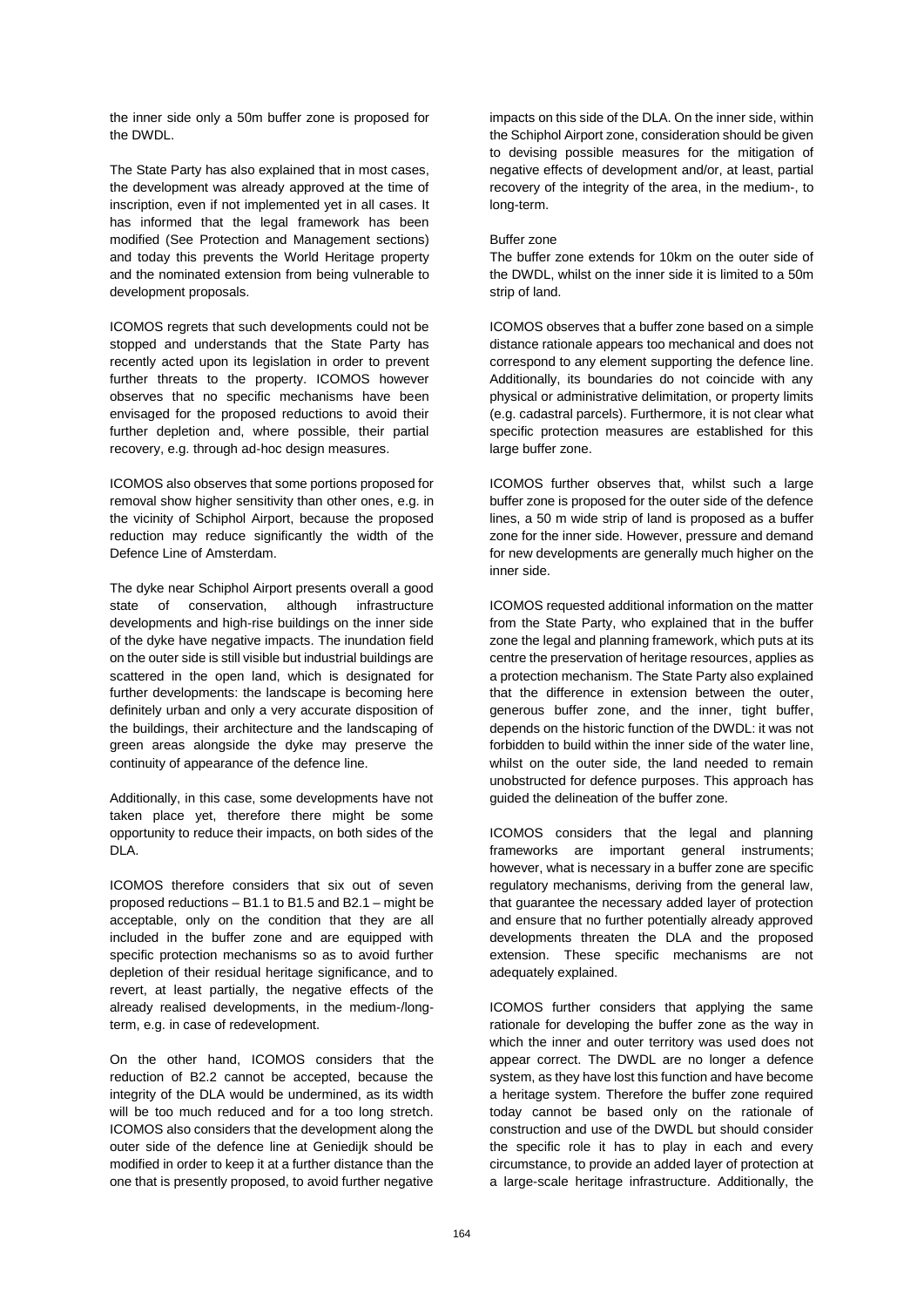the inner side only a 50m buffer zone is proposed for the DWDL.

The State Party has also explained that in most cases, the development was already approved at the time of inscription, even if not implemented yet in all cases. It has informed that the legal framework has been modified (See Protection and Management sections) and today this prevents the World Heritage property and the nominated extension from being vulnerable to development proposals.

ICOMOS regrets that such developments could not be stopped and understands that the State Party has recently acted upon its legislation in order to prevent further threats to the property. ICOMOS however observes that no specific mechanisms have been envisaged for the proposed reductions to avoid their further depletion and, where possible, their partial recovery, e.g. through ad-hoc design measures.

ICOMOS also observes that some portions proposed for removal show higher sensitivity than other ones, e.g. in the vicinity of Schiphol Airport, because the proposed reduction may reduce significantly the width of the Defence Line of Amsterdam.

The dyke near Schiphol Airport presents overall a good state of conservation, although infrastructure developments and high-rise buildings on the inner side of the dyke have negative impacts. The inundation field on the outer side is still visible but industrial buildings are scattered in the open land, which is designated for further developments: the landscape is becoming here definitely urban and only a very accurate disposition of the buildings, their architecture and the landscaping of green areas alongside the dyke may preserve the continuity of appearance of the defence line.

Additionally, in this case, some developments have not taken place yet, therefore there might be some opportunity to reduce their impacts, on both sides of the DLA.

ICOMOS therefore considers that six out of seven proposed reductions – B1.1 to B1.5 and B2.1 – might be acceptable, only on the condition that they are all included in the buffer zone and are equipped with specific protection mechanisms so as to avoid further depletion of their residual heritage significance, and to revert, at least partially, the negative effects of the already realised developments, in the medium-/long-term, e.g. in case of redevelopment.

On the other hand, ICOMOS considers that the reduction of B2.2 cannot be accepted, because the integrity of the DLA would be undermined, as its width will be too much reduced and for a too long stretch. ICOMOS also considers that the development along the outer side of the defence line at Geniedijk should be modified in order to keep it at a further distance than the one that is presently proposed, to avoid further negative impacts on this side of the DLA. On the inner side, within the Schiphol Airport zone, consideration should be given to devising possible measures for the mitigation of negative effects of development and/or, at least, partial recovery of the integrity of the area, in the medium-, to long-term.

Buffer zone

The buffer zone extends for 10km on the outer side of the DWDL, whilst on the inner side it is limited to a 50m strip of land.

ICOMOS observes that a buffer zone based on a simple distance rationale appears too mechanical and does not correspond to any element supporting the defence line. Additionally, its boundaries do not coincide with any physical or administrative delimitation, or property limits (e.g. cadastral parcels). Furthermore, it is not clear what specific protection measures are established for this large buffer zone.

ICOMOS further observes that, whilst such a large buffer zone is proposed for the outer side of the defence lines, a 50 m wide strip of land is proposed as a buffer zone for the inner side. However, pressure and demand for new developments are generally much higher on the inner side.

ICOMOS requested additional information on the matter from the State Party, who explained that in the buffer zone the legal and planning framework, which puts at its centre the preservation of heritage resources, applies as a protection mechanism. The State Party also explained that the difference in extension between the outer, generous buffer zone, and the inner, tight buffer, depends on the historic function of the DWDL: it was not forbidden to build within the inner side of the water line, whilst on the outer side, the land needed to remain unobstructed for defence purposes. This approach has guided the delineation of the buffer zone.

ICOMOS considers that the legal and planning frameworks are important general instruments; however, what is necessary in a buffer zone are specific regulatory mechanisms, deriving from the general law, that guarantee the necessary added layer of protection and ensure that no further potentially already approved developments threaten the DLA and the proposed extension. These specific mechanisms are not adequately explained.

ICOMOS further considers that applying the same rationale for developing the buffer zone as the way in which the inner and outer territory was used does not appear correct. The DWDL are no longer a defence system, as they have lost this function and have become a heritage system. Therefore the buffer zone required today cannot be based only on the rationale of construction and use of the DWDL but should consider the specific role it has to play in each and every circumstance, to provide an added layer of protection at a large-scale heritage infrastructure. Additionally, the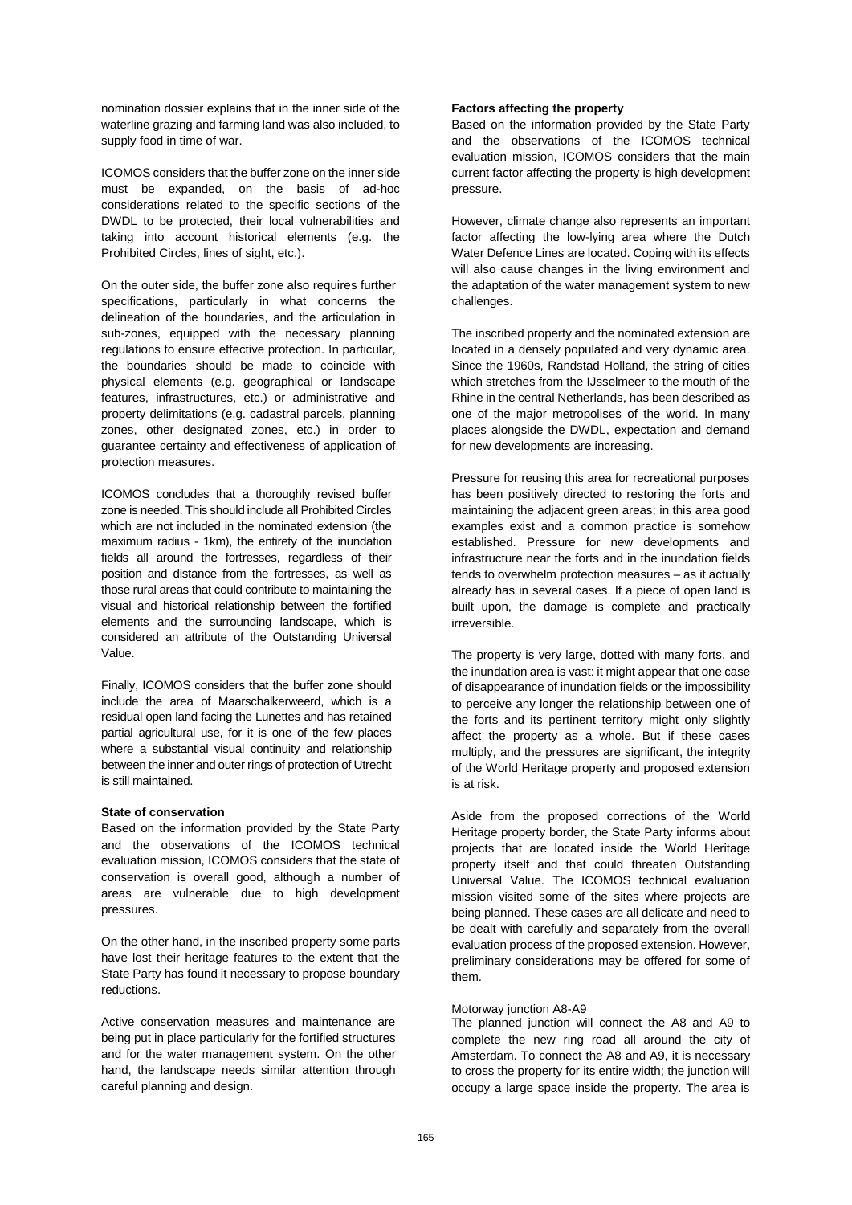nomination dossier explains that in the inner side of the waterline grazing and farming land was also included, to supply food in time of war.

ICOMOS considers that the buffer zone on the inner side must be expanded, on the basis of ad-hoc considerations related to the specific sections of the DWDL to be protected, their local vulnerabilities and taking into account historical elements (e.g. the Prohibited Circles, lines of sight, etc.).

On the outer side, the buffer zone also requires further specifications, particularly in what concerns the delineation of the boundaries, and the articulation in sub-zones, equipped with the necessary planning regulations to ensure effective protection. In particular, the boundaries should be made to coincide with physical elements (e.g. geographical or landscape features, infrastructures, etc.) or administrative and property delimitations (e.g. cadastral parcels, planning zones, other designated zones, etc.) in order to guarantee certainty and effectiveness of application of protection measures.

ICOMOS concludes that a thoroughly revised buffer zone is needed. This should include all Prohibited Circles which are not included in the nominated extension (the maximum radius - 1km), the entirety of the inundation fields all around the fortresses, regardless of their position and distance from the fortresses, as well as those rural areas that could contribute to maintaining the visual and historical relationship between the fortified elements and the surrounding landscape, which is considered an attribute of the Outstanding Universal Value.

Finally, ICOMOS considers that the buffer zone should include the area of Maarschalkerweerd, which is a residual open land facing the Lunettes and has retained partial agricultural use, for it is one of the few places where a substantial visual continuity and relationship between the inner and outer rings of protection of Utrecht is still maintained.

**State of conservation**

Based on the information provided by the State Party and the observations of the ICOMOS technical evaluation mission, ICOMOS considers that the state of conservation is overall good, although a number of areas are vulnerable due to high development pressures.

On the other hand, in the inscribed property some parts have lost their heritage features to the extent that the State Party has found it necessary to propose boundary reductions.

Active conservation measures and maintenance are being put in place particularly for the fortified structures and for the water management system. On the other hand, the landscape needs similar attention through careful planning and design.

**Factors affecting the property**

Based on the information provided by the State Party and the observations of the ICOMOS technical evaluation mission, ICOMOS considers that the main current factor affecting the property is high development pressure.

However, climate change also represents an important factor affecting the low-lying area where the Dutch Water Defence Lines are located. Coping with its effects will also cause changes in the living environment and the adaptation of the water management system to new challenges.

The inscribed property and the nominated extension are located in a densely populated and very dynamic area. Since the 1960s, Randstad Holland, the string of cities which stretches from the IJsselmeer to the mouth of the Rhine in the central Netherlands, has been described as one of the major metropolises of the world. In many places alongside the DWDL, expectation and demand for new developments are increasing.

Pressure for reusing this area for recreational purposes has been positively directed to restoring the forts and maintaining the adjacent green areas; in this area good examples exist and a common practice is somehow established. Pressure for new developments and infrastructure near the forts and in the inundation fields tends to overwhelm protection measures – as it actually already has in several cases. If a piece of open land is built upon, the damage is complete and practically irreversible.

The property is very large, dotted with many forts, and the inundation area is vast: it might appear that one case of disappearance of inundation fields or the impossibility to perceive any longer the relationship between one of the forts and its pertinent territory might only slightly affect the property as a whole. But if these cases multiply, and the pressures are significant, the integrity of the World Heritage property and proposed extension is at risk.

Aside from the proposed corrections of the World Heritage property border, the State Party informs about projects that are located inside the World Heritage property itself and that could threaten Outstanding Universal Value. The ICOMOS technical evaluation mission visited some of the sites where projects are being planned. These cases are all delicate and need to be dealt with carefully and separately from the overall evaluation process of the proposed extension. However, preliminary considerations may be offered for some of them.

Motorway junction A8-A9

The planned junction will connect the A8 and A9 to complete the new ring road all around the city of Amsterdam. To connect the A8 and A9, it is necessary to cross the property for its entire width; the junction will occupy a large space inside the property. The area is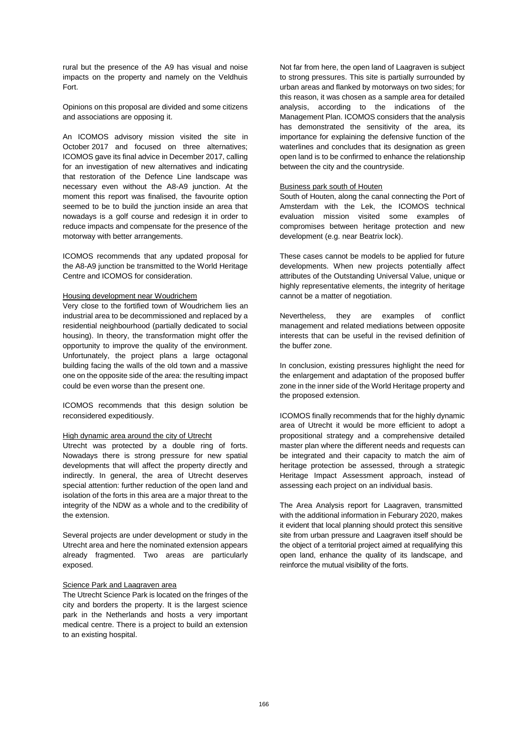rural but the presence of the A9 has visual and noise impacts on the property and namely on the Veldhuis Fort.

Opinions on this proposal are divided and some citizens and associations are opposing it.

An ICOMOS advisory mission visited the site in October 2017 and focused on three alternatives; ICOMOS gave its final advice in December 2017, calling for an investigation of new alternatives and indicating that restoration of the Defence Line landscape was necessary even without the A8-A9 junction. At the moment this report was finalised, the favourite option seemed to be to build the junction inside an area that nowadays is a golf course and redesign it in order to reduce impacts and compensate for the presence of the motorway with better arrangements.

ICOMOS recommends that any updated proposal for the A8-A9 junction be transmitted to the World Heritage Centre and ICOMOS for consideration.

Housing development near Woudrichem

Very close to the fortified town of Woudrichem lies an industrial area to be decommissioned and replaced by a residential neighbourhood (partially dedicated to social housing). In theory, the transformation might offer the opportunity to improve the quality of the environment. Unfortunately, the project plans a large octagonal building facing the walls of the old town and a massive one on the opposite side of the area: the resulting impact could be even worse than the present one.

ICOMOS recommends that this design solution be reconsidered expeditiously.

High dynamic area around the city of Utrecht

Utrecht was protected by a double ring of forts. Nowadays there is strong pressure for new spatial developments that will affect the property directly and indirectly. In general, the area of Utrecht deserves special attention: further reduction of the open land and isolation of the forts in this area are a major threat to the integrity of the NDW as a whole and to the credibility of the extension.

Several projects are under development or study in the Utrecht area and here the nominated extension appears already fragmented. Two areas are particularly exposed.

Science Park and Laagraven area

The Utrecht Science Park is located on the fringes of the city and borders the property. It is the largest science park in the Netherlands and hosts a very important medical centre. There is a project to build an extension to an existing hospital.

Not far from here, the open land of Laagraven is subject to strong pressures. This site is partially surrounded by urban areas and flanked by motorways on two sides; for this reason, it was chosen as a sample area for detailed analysis, according to the indications of the Management Plan. ICOMOS considers that the analysis has demonstrated the sensitivity of the area, its importance for explaining the defensive function of the waterlines and concludes that its designation as green open land is to be confirmed to enhance the relationship between the city and the countryside.

Business park south of Houten

South of Houten, along the canal connecting the Port of Amsterdam with the Lek, the ICOMOS technical evaluation mission visited some examples of compromises between heritage protection and new development (e.g. near Beatrix lock).

These cases cannot be models to be applied for future developments. When new projects potentially affect attributes of the Outstanding Universal Value, unique or highly representative elements, the integrity of heritage cannot be a matter of negotiation.

Nevertheless, they are examples of conflict management and related mediations between opposite interests that can be useful in the revised definition of the buffer zone.

In conclusion, existing pressures highlight the need for the enlargement and adaptation of the proposed buffer zone in the inner side of the World Heritage property and the proposed extension.

ICOMOS finally recommends that for the highly dynamic area of Utrecht it would be more efficient to adopt a propositional strategy and a comprehensive detailed master plan where the different needs and requests can be integrated and their capacity to match the aim of heritage protection be assessed, through a strategic Heritage Impact Assessment approach, instead of assessing each project on an individual basis.

The Area Analysis report for Laagraven, transmitted with the additional information in Feburary 2020, makes it evident that local planning should protect this sensitive site from urban pressure and Laagraven itself should be the object of a territorial project aimed at requalifying this open land, enhance the quality of its landscape, and reinforce the mutual visibility of the forts.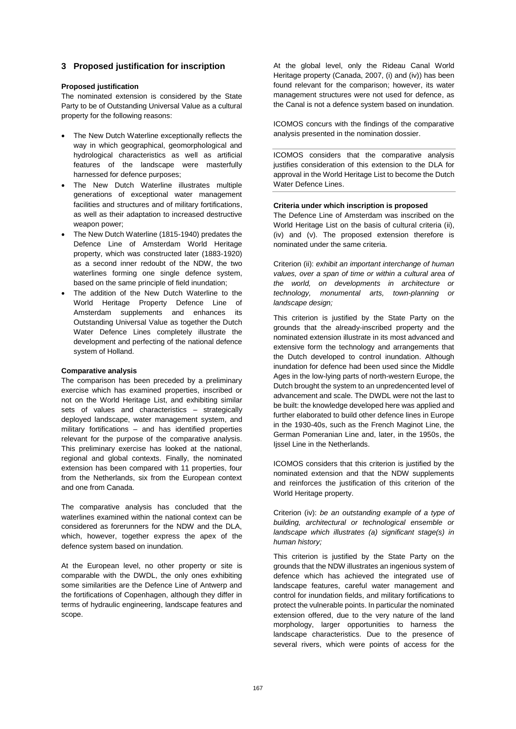## 3 Proposed justification for inscription

### Proposed justification

The nominated extension is considered by the State Party to be of Outstanding Universal Value as a cultural property for the following reasons:

- The New Dutch Waterline exceptionally reflects the way in which geographical, geomorphological and hydrological characteristics as well as artificial features of the landscape were masterfully harnessed for defence purposes;
- The New Dutch Waterline illustrates multiple generations of exceptional water management facilities and structures and of military fortifications, as well as their adaptation to increased destructive weapon power;
- The New Dutch Waterline (1815-1940) predates the Defence Line of Amsterdam World Heritage property, which was constructed later (1883-1920) as a second inner redoubt of the NDW, the two waterlines forming one single defence system, based on the same principle of field inundation;
- The addition of the New Dutch Waterline to the World Heritage Property Defence Line of Amsterdam supplements and enhances its Outstanding Universal Value as together the Dutch Water Defence Lines completely illustrate the development and perfecting of the national defence system of Holland.

### Comparative analysis

The comparison has been preceded by a preliminary exercise which has examined properties, inscribed or not on the World Heritage List, and exhibiting similar sets of values and characteristics – strategically deployed landscape, water management system, and military fortifications – and has identified properties relevant for the purpose of the comparative analysis. This preliminary exercise has looked at the national, regional and global contexts. Finally, the nominated extension has been compared with 11 properties, four from the Netherlands, six from the European context and one from Canada.

The comparative analysis has concluded that the waterlines examined within the national context can be considered as forerunners for the NDW and the DLA, which, however, together express the apex of the defence system based on inundation.

At the European level, no other property or site is comparable with the DWDL, the only ones exhibiting some similarities are the Defence Line of Antwerp and the fortifications of Copenhagen, although they differ in terms of hydraulic engineering, landscape features and scope.

At the global level, only the Rideau Canal World Heritage property (Canada, 2007, (i) and (iv)) has been found relevant for the comparison; however, its water management structures were not used for defence, as the Canal is not a defence system based on inundation.

ICOMOS concurs with the findings of the comparative analysis presented in the nomination dossier.

ICOMOS considers that the comparative analysis justifies consideration of this extension to the DLA for approval in the World Heritage List to become the Dutch Water Defence Lines.

### Criteria under which inscription is proposed

The Defence Line of Amsterdam was inscribed on the World Heritage List on the basis of cultural criteria (ii), (iv) and (v). The proposed extension therefore is nominated under the same criteria.

Criterion (ii): *exhibit an important interchange of human values, over a span of time or within a cultural area of the world, on developments in architecture or technology, monumental arts, town-planning or landscape design;*

This criterion is justified by the State Party on the grounds that the already-inscribed property and the nominated extension illustrate in its most advanced and extensive form the technology and arrangements that the Dutch developed to control inundation. Although inundation for defence had been used since the Middle Ages in the low-lying parts of north-western Europe, the Dutch brought the system to an unpredencented level of advancement and scale. The DWDL were not the last to be built: the knowledge developed here was applied and further elaborated to build other defence lines in Europe in the 1930-40s, such as the French Maginot Line, the German Pomeranian Line and, later, in the 1950s, the Ijssel Line in the Netherlands.

ICOMOS considers that this criterion is justified by the nominated extension and that the NDW supplements and reinforces the justification of this criterion of the World Heritage property.

Criterion (iv): *be an outstanding example of a type of building, architectural or technological ensemble or landscape which illustrates (a) significant stage(s) in human history;*

This criterion is justified by the State Party on the grounds that the NDW illustrates an ingenious system of defence which has achieved the integrated use of landscape features, careful water management and control for inundation fields, and military fortifications to protect the vulnerable points. In particular the nominated extension offered, due to the very nature of the land morphology, larger opportunities to harness the landscape characteristics. Due to the presence of several rivers, which were points of access for the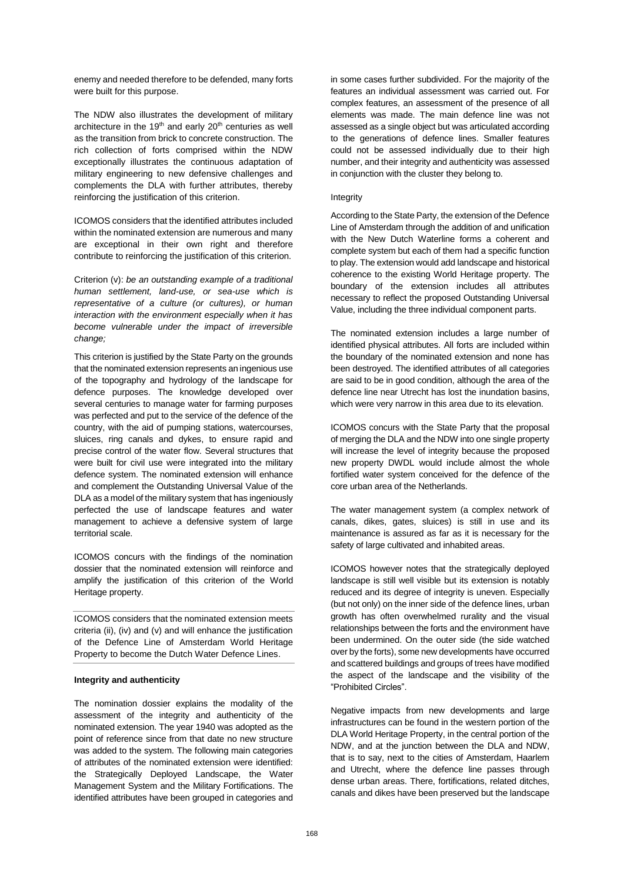enemy and needed therefore to be defended, many forts were built for this purpose.

The NDW also illustrates the development of military architecture in the 19th and early 20th centuries as well as the transition from brick to concrete construction. The rich collection of forts comprised within the NDW exceptionally illustrates the continuous adaptation of military engineering to new defensive challenges and complements the DLA with further attributes, thereby reinforcing the justification of this criterion.

ICOMOS considers that the identified attributes included within the nominated extension are numerous and many are exceptional in their own right and therefore contribute to reinforcing the justification of this criterion.

Criterion (v): *be an outstanding example of a traditional human settlement, land-use, or sea-use which is representative of a culture (or cultures), or human interaction with the environment especially when it has become vulnerable under the impact of irreversible change;*

This criterion is justified by the State Party on the grounds that the nominated extension represents an ingenious use of the topography and hydrology of the landscape for defence purposes. The knowledge developed over several centuries to manage water for farming purposes was perfected and put to the service of the defence of the country, with the aid of pumping stations, watercourses, sluices, ring canals and dykes, to ensure rapid and precise control of the water flow. Several structures that were built for civil use were integrated into the military defence system. The nominated extension will enhance and complement the Outstanding Universal Value of the DLA as a model of the military system that has ingeniously perfected the use of landscape features and water management to achieve a defensive system of large territorial scale.

ICOMOS concurs with the findings of the nomination dossier that the nominated extension will reinforce and amplify the justification of this criterion of the World Heritage property.

ICOMOS considers that the nominated extension meets criteria (ii), (iv) and (v) and will enhance the justification of the Defence Line of Amsterdam World Heritage Property to become the Dutch Water Defence Lines.

**Integrity and authenticity**

The nomination dossier explains the modality of the assessment of the integrity and authenticity of the nominated extension. The year 1940 was adopted as the point of reference since from that date no new structure was added to the system. The following main categories of attributes of the nominated extension were identified: the Strategically Deployed Landscape, the Water Management System and the Military Fortifications. The identified attributes have been grouped in categories and in some cases further subdivided. For the majority of the features an individual assessment was carried out. For complex features, an assessment of the presence of all elements was made. The main defence line was not assessed as a single object but was articulated according to the generations of defence lines. Smaller features could not be assessed individually due to their high number, and their integrity and authenticity was assessed in conjunction with the cluster they belong to.

Integrity

According to the State Party, the extension of the Defence Line of Amsterdam through the addition of and unification with the New Dutch Waterline forms a coherent and complete system but each of them had a specific function to play. The extension would add landscape and historical coherence to the existing World Heritage property. The boundary of the extension includes all attributes necessary to reflect the proposed Outstanding Universal Value, including the three individual component parts.

The nominated extension includes a large number of identified physical attributes. All forts are included within the boundary of the nominated extension and none has been destroyed. The identified attributes of all categories are said to be in good condition, although the area of the defence line near Utrecht has lost the inundation basins, which were very narrow in this area due to its elevation.

ICOMOS concurs with the State Party that the proposal of merging the DLA and the NDW into one single property will increase the level of integrity because the proposed new property DWDL would include almost the whole fortified water system conceived for the defence of the core urban area of the Netherlands.

The water management system (a complex network of canals, dikes, gates, sluices) is still in use and its maintenance is assured as far as it is necessary for the safety of large cultivated and inhabited areas.

ICOMOS however notes that the strategically deployed landscape is still well visible but its extension is notably reduced and its degree of integrity is uneven. Especially (but not only) on the inner side of the defence lines, urban growth has often overwhelmed rurality and the visual relationships between the forts and the environment have been undermined. On the outer side (the side watched over by the forts), some new developments have occurred and scattered buildings and groups of trees have modified the aspect of the landscape and the visibility of the "Prohibited Circles".

Negative impacts from new developments and large infrastructures can be found in the western portion of the DLA World Heritage Property, in the central portion of the NDW, and at the junction between the DLA and NDW, that is to say, next to the cities of Amsterdam, Haarlem and Utrecht, where the defence line passes through dense urban areas. There, fortifications, related ditches, canals and dikes have been preserved but the landscape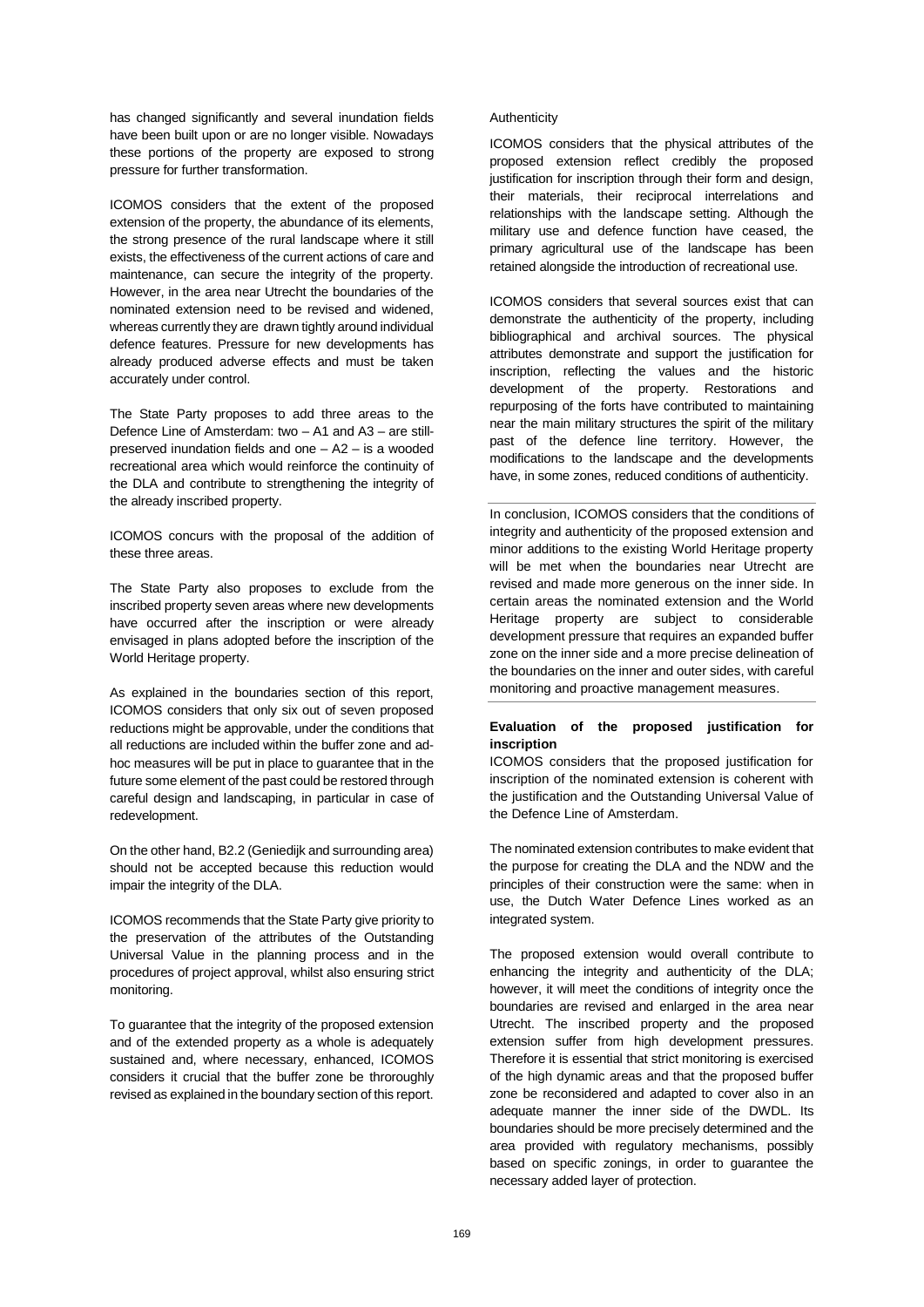has changed significantly and several inundation fields have been built upon or are no longer visible. Nowadays these portions of the property are exposed to strong pressure for further transformation.

ICOMOS considers that the extent of the proposed extension of the property, the abundance of its elements, the strong presence of the rural landscape where it still exists, the effectiveness of the current actions of care and maintenance, can secure the integrity of the property. However, in the area near Utrecht the boundaries of the nominated extension need to be revised and widened, whereas currently they are drawn tightly around individual defence features. Pressure for new developments has already produced adverse effects and must be taken accurately under control.

The State Party proposes to add three areas to the Defence Line of Amsterdam: two – A1 and A3 – are still-preserved inundation fields and one – A2 – is a wooded recreational area which would reinforce the continuity of the DLA and contribute to strengthening the integrity of the already inscribed property.

ICOMOS concurs with the proposal of the addition of these three areas.

The State Party also proposes to exclude from the inscribed property seven areas where new developments have occurred after the inscription or were already envisaged in plans adopted before the inscription of the World Heritage property.

As explained in the boundaries section of this report, ICOMOS considers that only six out of seven proposed reductions might be approvable, under the conditions that all reductions are included within the buffer zone and ad-hoc measures will be put in place to guarantee that in the future some element of the past could be restored through careful design and landscaping, in particular in case of redevelopment.

On the other hand, B2.2 (Geniedijk and surrounding area) should not be accepted because this reduction would impair the integrity of the DLA.

ICOMOS recommends that the State Party give priority to the preservation of the attributes of the Outstanding Universal Value in the planning process and in the procedures of project approval, whilst also ensuring strict monitoring.

To guarantee that the integrity of the proposed extension and of the extended property as a whole is adequately sustained and, where necessary, enhanced, ICOMOS considers it crucial that the buffer zone be throroughly revised as explained in the boundary section of this report.

Authenticity

ICOMOS considers that the physical attributes of the proposed extension reflect credibly the proposed justification for inscription through their form and design, their materials, their reciprocal interrelations and relationships with the landscape setting. Although the military use and defence function have ceased, the primary agricultural use of the landscape has been retained alongside the introduction of recreational use.

ICOMOS considers that several sources exist that can demonstrate the authenticity of the property, including bibliographical and archival sources. The physical attributes demonstrate and support the justification for inscription, reflecting the values and the historic development of the property. Restorations and repurposing of the forts have contributed to maintaining near the main military structures the spirit of the military past of the defence line territory. However, the modifications to the landscape and the developments have, in some zones, reduced conditions of authenticity.

In conclusion, ICOMOS considers that the conditions of integrity and authenticity of the proposed extension and minor additions to the existing World Heritage property will be met when the boundaries near Utrecht are revised and made more generous on the inner side. In certain areas the nominated extension and the World Heritage property are subject to considerable development pressure that requires an expanded buffer zone on the inner side and a more precise delineation of the boundaries on the inner and outer sides, with careful monitoring and proactive management measures.

**Evaluation of the proposed justification for inscription**

ICOMOS considers that the proposed justification for inscription of the nominated extension is coherent with the justification and the Outstanding Universal Value of the Defence Line of Amsterdam.

The nominated extension contributes to make evident that the purpose for creating the DLA and the NDW and the principles of their construction were the same: when in use, the Dutch Water Defence Lines worked as an integrated system.

The proposed extension would overall contribute to enhancing the integrity and authenticity of the DLA; however, it will meet the conditions of integrity once the boundaries are revised and enlarged in the area near Utrecht. The inscribed property and the proposed extension suffer from high development pressures. Therefore it is essential that strict monitoring is exercised of the high dynamic areas and that the proposed buffer zone be reconsidered and adapted to cover also in an adequate manner the inner side of the DWDL. Its boundaries should be more precisely determined and the area provided with regulatory mechanisms, possibly based on specific zonings, in order to guarantee the necessary added layer of protection.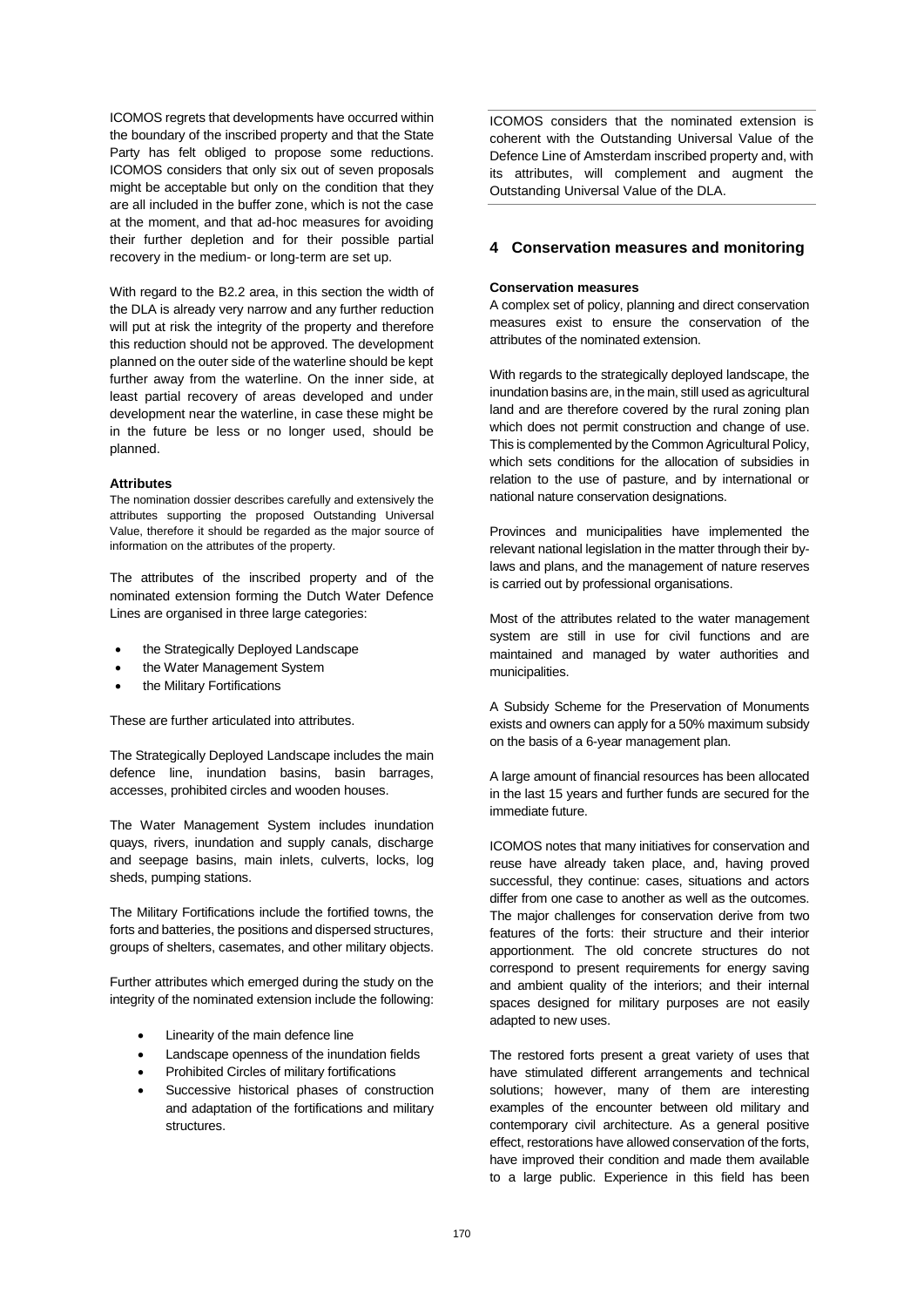ICOMOS regrets that developments have occurred within the boundary of the inscribed property and that the State Party has felt obliged to propose some reductions. ICOMOS considers that only six out of seven proposals might be acceptable but only on the condition that they are all included in the buffer zone, which is not the case at the moment, and that ad-hoc measures for avoiding their further depletion and for their possible partial recovery in the medium- or long-term are set up.

With regard to the B2.2 area, in this section the width of the DLA is already very narrow and any further reduction will put at risk the integrity of the property and therefore this reduction should not be approved. The development planned on the outer side of the waterline should be kept further away from the waterline. On the inner side, at least partial recovery of areas developed and under development near the waterline, in case these might be in the future be less or no longer used, should be planned.

**Attributes**

The nomination dossier describes carefully and extensively the attributes supporting the proposed Outstanding Universal Value, therefore it should be regarded as the major source of information on the attributes of the property.

The attributes of the inscribed property and of the nominated extension forming the Dutch Water Defence Lines are organised in three large categories:

- the Strategically Deployed Landscape
- the Water Management System
- the Military Fortifications

These are further articulated into attributes.

The Strategically Deployed Landscape includes the main defence line, inundation basins, basin barrages, accesses, prohibited circles and wooden houses.

The Water Management System includes inundation quays, rivers, inundation and supply canals, discharge and seepage basins, main inlets, culverts, locks, log sheds, pumping stations.

The Military Fortifications include the fortified towns, the forts and batteries, the positions and dispersed structures, groups of shelters, casemates, and other military objects.

Further attributes which emerged during the study on the integrity of the nominated extension include the following:

- Linearity of the main defence line
- Landscape openness of the inundation fields
- Prohibited Circles of military fortifications
- Successive historical phases of construction and adaptation of the fortifications and military structures.

ICOMOS considers that the nominated extension is coherent with the Outstanding Universal Value of the Defence Line of Amsterdam inscribed property and, with its attributes, will complement and augment the Outstanding Universal Value of the DLA.

## 4 Conservation measures and monitoring

**Conservation measures**

A complex set of policy, planning and direct conservation measures exist to ensure the conservation of the attributes of the nominated extension.

With regards to the strategically deployed landscape, the inundation basins are, in the main, still used as agricultural land and are therefore covered by the rural zoning plan which does not permit construction and change of use. This is complemented by the Common Agricultural Policy, which sets conditions for the allocation of subsidies in relation to the use of pasture, and by international or national nature conservation designations.

Provinces and municipalities have implemented the relevant national legislation in the matter through their by-laws and plans, and the management of nature reserves is carried out by professional organisations.

Most of the attributes related to the water management system are still in use for civil functions and are maintained and managed by water authorities and municipalities.

A Subsidy Scheme for the Preservation of Monuments exists and owners can apply for a 50% maximum subsidy on the basis of a 6-year management plan.

A large amount of financial resources has been allocated in the last 15 years and further funds are secured for the immediate future.

ICOMOS notes that many initiatives for conservation and reuse have already taken place, and, having proved successful, they continue: cases, situations and actors differ from one case to another as well as the outcomes. The major challenges for conservation derive from two features of the forts: their structure and their interior apportionment. The old concrete structures do not correspond to present requirements for energy saving and ambient quality of the interiors; and their internal spaces designed for military purposes are not easily adapted to new uses.

The restored forts present a great variety of uses that have stimulated different arrangements and technical solutions; however, many of them are interesting examples of the encounter between old military and contemporary civil architecture. As a general positive effect, restorations have allowed conservation of the forts, have improved their condition and made them available to a large public. Experience in this field has been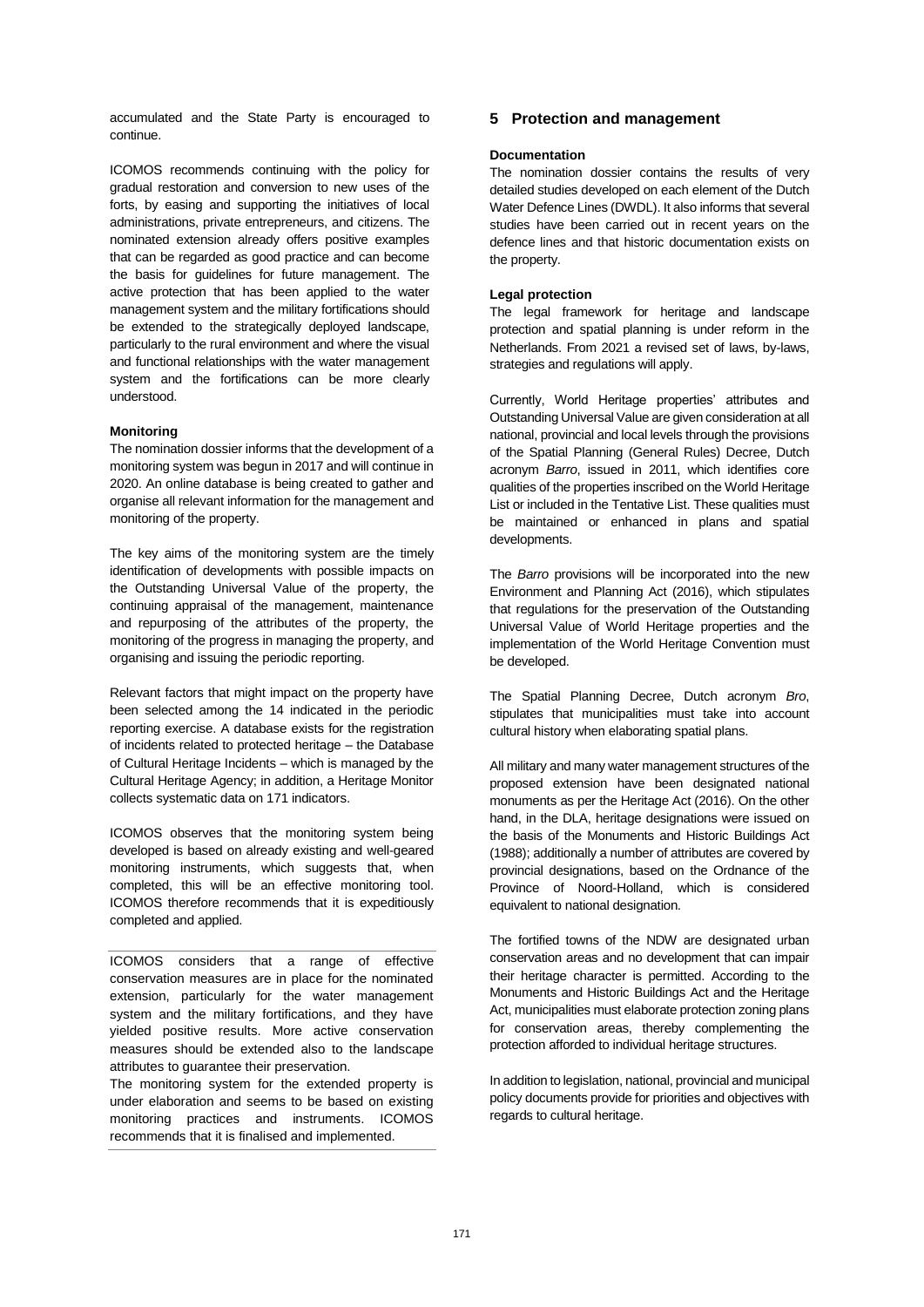accumulated and the State Party is encouraged to continue.

ICOMOS recommends continuing with the policy for gradual restoration and conversion to new uses of the forts, by easing and supporting the initiatives of local administrations, private entrepreneurs, and citizens. The nominated extension already offers positive examples that can be regarded as good practice and can become the basis for guidelines for future management. The active protection that has been applied to the water management system and the military fortifications should be extended to the strategically deployed landscape, particularly to the rural environment and where the visual and functional relationships with the water management system and the fortifications can be more clearly understood.

**Monitoring**

The nomination dossier informs that the development of a monitoring system was begun in 2017 and will continue in 2020. An online database is being created to gather and organise all relevant information for the management and monitoring of the property.

The key aims of the monitoring system are the timely identification of developments with possible impacts on the Outstanding Universal Value of the property, the continuing appraisal of the management, maintenance and repurposing of the attributes of the property, the monitoring of the progress in managing the property, and organising and issuing the periodic reporting.

Relevant factors that might impact on the property have been selected among the 14 indicated in the periodic reporting exercise. A database exists for the registration of incidents related to protected heritage – the Database of Cultural Heritage Incidents – which is managed by the Cultural Heritage Agency; in addition, a Heritage Monitor collects systematic data on 171 indicators.

ICOMOS observes that the monitoring system being developed is based on already existing and well-geared monitoring instruments, which suggests that, when completed, this will be an effective monitoring tool. ICOMOS therefore recommends that it is expeditiously completed and applied.

ICOMOS considers that a range of effective conservation measures are in place for the nominated extension, particularly for the water management system and the military fortifications, and they have yielded positive results. More active conservation measures should be extended also to the landscape attributes to guarantee their preservation.
The monitoring system for the extended property is under elaboration and seems to be based on existing monitoring practices and instruments. ICOMOS recommends that it is finalised and implemented.

## 5 Protection and management

**Documentation**

The nomination dossier contains the results of very detailed studies developed on each element of the Dutch Water Defence Lines (DWDL). It also informs that several studies have been carried out in recent years on the defence lines and that historic documentation exists on the property.

**Legal protection**

The legal framework for heritage and landscape protection and spatial planning is under reform in the Netherlands. From 2021 a revised set of laws, by-laws, strategies and regulations will apply.

Currently, World Heritage properties' attributes and Outstanding Universal Value are given consideration at all national, provincial and local levels through the provisions of the Spatial Planning (General Rules) Decree, Dutch acronym *Barro*, issued in 2011, which identifies core qualities of the properties inscribed on the World Heritage List or included in the Tentative List. These qualities must be maintained or enhanced in plans and spatial developments.

The *Barro* provisions will be incorporated into the new Environment and Planning Act (2016), which stipulates that regulations for the preservation of the Outstanding Universal Value of World Heritage properties and the implementation of the World Heritage Convention must be developed.

The Spatial Planning Decree, Dutch acronym *Bro*, stipulates that municipalities must take into account cultural history when elaborating spatial plans.

All military and many water management structures of the proposed extension have been designated national monuments as per the Heritage Act (2016). On the other hand, in the DLA, heritage designations were issued on the basis of the Monuments and Historic Buildings Act (1988); additionally a number of attributes are covered by provincial designations, based on the Ordnance of the Province of Noord-Holland, which is considered equivalent to national designation.

The fortified towns of the NDW are designated urban conservation areas and no development that can impair their heritage character is permitted. According to the Monuments and Historic Buildings Act and the Heritage Act, municipalities must elaborate protection zoning plans for conservation areas, thereby complementing the protection afforded to individual heritage structures.

In addition to legislation, national, provincial and municipal policy documents provide for priorities and objectives with regards to cultural heritage.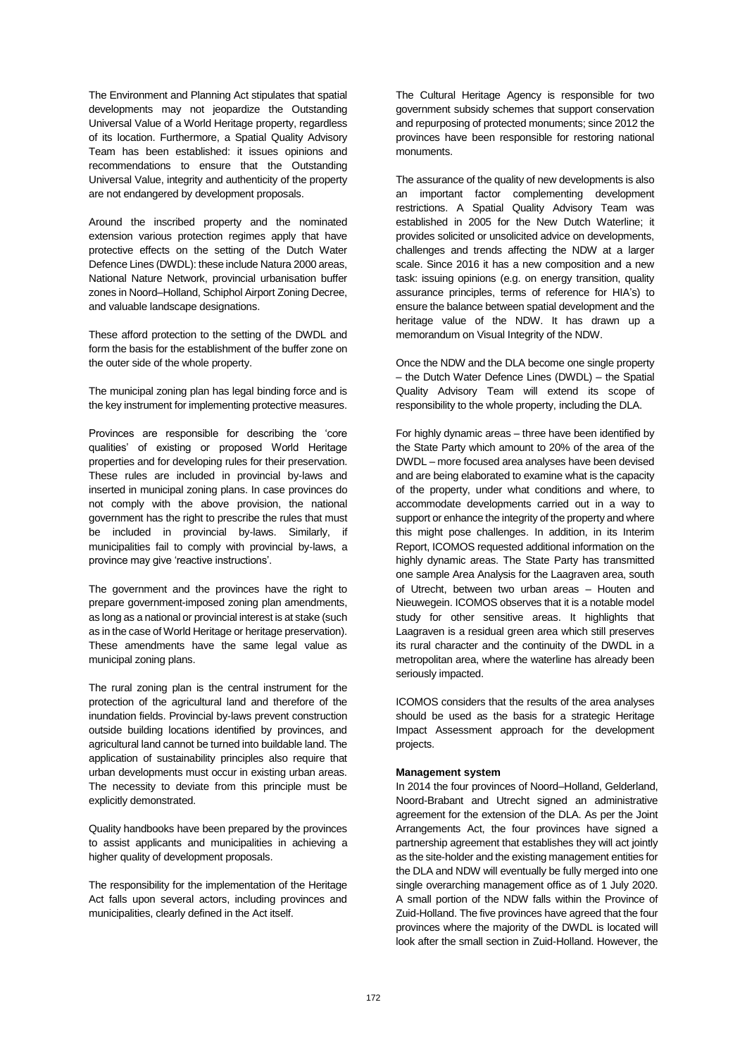The Environment and Planning Act stipulates that spatial developments may not jeopardize the Outstanding Universal Value of a World Heritage property, regardless of its location. Furthermore, a Spatial Quality Advisory Team has been established: it issues opinions and recommendations to ensure that the Outstanding Universal Value, integrity and authenticity of the property are not endangered by development proposals.

Around the inscribed property and the nominated extension various protection regimes apply that have protective effects on the setting of the Dutch Water Defence Lines (DWDL): these include Natura 2000 areas, National Nature Network, provincial urbanisation buffer zones in Noord–Holland, Schiphol Airport Zoning Decree, and valuable landscape designations.

These afford protection to the setting of the DWDL and form the basis for the establishment of the buffer zone on the outer side of the whole property.

The municipal zoning plan has legal binding force and is the key instrument for implementing protective measures.

Provinces are responsible for describing the 'core qualities' of existing or proposed World Heritage properties and for developing rules for their preservation. These rules are included in provincial by-laws and inserted in municipal zoning plans. In case provinces do not comply with the above provision, the national government has the right to prescribe the rules that must be included in provincial by-laws. Similarly, if municipalities fail to comply with provincial by-laws, a province may give 'reactive instructions'.

The government and the provinces have the right to prepare government-imposed zoning plan amendments, as long as a national or provincial interest is at stake (such as in the case of World Heritage or heritage preservation). These amendments have the same legal value as municipal zoning plans.

The rural zoning plan is the central instrument for the protection of the agricultural land and therefore of the inundation fields. Provincial by-laws prevent construction outside building locations identified by provinces, and agricultural land cannot be turned into buildable land. The application of sustainability principles also require that urban developments must occur in existing urban areas. The necessity to deviate from this principle must be explicitly demonstrated.

Quality handbooks have been prepared by the provinces to assist applicants and municipalities in achieving a higher quality of development proposals.

The responsibility for the implementation of the Heritage Act falls upon several actors, including provinces and municipalities, clearly defined in the Act itself.

The Cultural Heritage Agency is responsible for two government subsidy schemes that support conservation and repurposing of protected monuments; since 2012 the provinces have been responsible for restoring national monuments.

The assurance of the quality of new developments is also an important factor complementing development restrictions. A Spatial Quality Advisory Team was established in 2005 for the New Dutch Waterline; it provides solicited or unsolicited advice on developments, challenges and trends affecting the NDW at a larger scale. Since 2016 it has a new composition and a new task: issuing opinions (e.g. on energy transition, quality assurance principles, terms of reference for HIA's) to ensure the balance between spatial development and the heritage value of the NDW. It has drawn up a memorandum on Visual Integrity of the NDW.

Once the NDW and the DLA become one single property – the Dutch Water Defence Lines (DWDL) – the Spatial Quality Advisory Team will extend its scope of responsibility to the whole property, including the DLA.

For highly dynamic areas – three have been identified by the State Party which amount to 20% of the area of the DWDL – more focused area analyses have been devised and are being elaborated to examine what is the capacity of the property, under what conditions and where, to accommodate developments carried out in a way to support or enhance the integrity of the property and where this might pose challenges. In addition, in its Interim Report, ICOMOS requested additional information on the highly dynamic areas. The State Party has transmitted one sample Area Analysis for the Laagraven area, south of Utrecht, between two urban areas – Houten and Nieuwegein. ICOMOS observes that it is a notable model study for other sensitive areas. It highlights that Laagraven is a residual green area which still preserves its rural character and the continuity of the DWDL in a metropolitan area, where the waterline has already been seriously impacted.

ICOMOS considers that the results of the area analyses should be used as the basis for a strategic Heritage Impact Assessment approach for the development projects.

**Management system**

In 2014 the four provinces of Noord–Holland, Gelderland, Noord-Brabant and Utrecht signed an administrative agreement for the extension of the DLA. As per the Joint Arrangements Act, the four provinces have signed a partnership agreement that establishes they will act jointly as the site-holder and the existing management entities for the DLA and NDW will eventually be fully merged into one single overarching management office as of 1 July 2020. A small portion of the NDW falls within the Province of Zuid-Holland. The five provinces have agreed that the four provinces where the majority of the DWDL is located will look after the small section in Zuid-Holland. However, the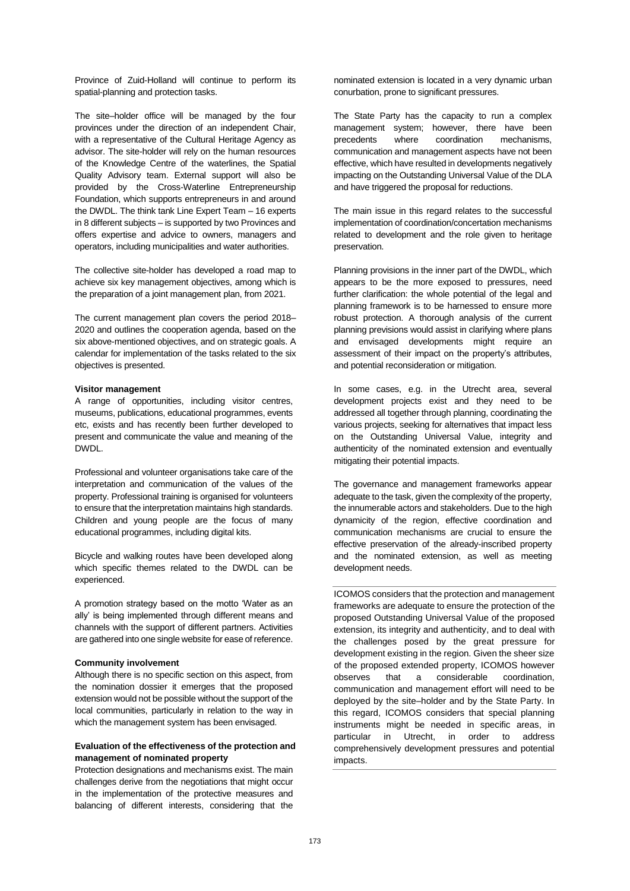Province of Zuid-Holland will continue to perform its spatial-planning and protection tasks.

The site–holder office will be managed by the four provinces under the direction of an independent Chair, with a representative of the Cultural Heritage Agency as advisor. The site-holder will rely on the human resources of the Knowledge Centre of the waterlines, the Spatial Quality Advisory team. External support will also be provided by the Cross-Waterline Entrepreneurship Foundation, which supports entrepreneurs in and around the DWDL. The think tank Line Expert Team – 16 experts in 8 different subjects – is supported by two Provinces and offers expertise and advice to owners, managers and operators, including municipalities and water authorities.

The collective site-holder has developed a road map to achieve six key management objectives, among which is the preparation of a joint management plan, from 2021.

The current management plan covers the period 2018–2020 and outlines the cooperation agenda, based on the six above-mentioned objectives, and on strategic goals. A calendar for implementation of the tasks related to the six objectives is presented.

**Visitor management**

A range of opportunities, including visitor centres, museums, publications, educational programmes, events etc, exists and has recently been further developed to present and communicate the value and meaning of the DWDL.

Professional and volunteer organisations take care of the interpretation and communication of the values of the property. Professional training is organised for volunteers to ensure that the interpretation maintains high standards. Children and young people are the focus of many educational programmes, including digital kits.

Bicycle and walking routes have been developed along which specific themes related to the DWDL can be experienced.

A promotion strategy based on the motto 'Water as an ally' is being implemented through different means and channels with the support of different partners. Activities are gathered into one single website for ease of reference.

**Community involvement**

Although there is no specific section on this aspect, from the nomination dossier it emerges that the proposed extension would not be possible without the support of the local communities, particularly in relation to the way in which the management system has been envisaged.

**Evaluation of the effectiveness of the protection and management of nominated property**

Protection designations and mechanisms exist. The main challenges derive from the negotiations that might occur in the implementation of the protective measures and balancing of different interests, considering that the nominated extension is located in a very dynamic urban conurbation, prone to significant pressures.

The State Party has the capacity to run a complex management system; however, there have been precedents where coordination mechanisms, communication and management aspects have not been effective, which have resulted in developments negatively impacting on the Outstanding Universal Value of the DLA and have triggered the proposal for reductions.

The main issue in this regard relates to the successful implementation of coordination/concertation mechanisms related to development and the role given to heritage preservation.

Planning provisions in the inner part of the DWDL, which appears to be the more exposed to pressures, need further clarification: the whole potential of the legal and planning framework is to be harnessed to ensure more robust protection. A thorough analysis of the current planning previsions would assist in clarifying where plans and envisaged developments might require an assessment of their impact on the property's attributes, and potential reconsideration or mitigation.

In some cases, e.g. in the Utrecht area, several development projects exist and they need to be addressed all together through planning, coordinating the various projects, seeking for alternatives that impact less on the Outstanding Universal Value, integrity and authenticity of the nominated extension and eventually mitigating their potential impacts.

The governance and management frameworks appear adequate to the task, given the complexity of the property, the innumerable actors and stakeholders. Due to the high dynamicity of the region, effective coordination and communication mechanisms are crucial to ensure the effective preservation of the already-inscribed property and the nominated extension, as well as meeting development needs.

ICOMOS considers that the protection and management frameworks are adequate to ensure the protection of the proposed Outstanding Universal Value of the proposed extension, its integrity and authenticity, and to deal with the challenges posed by the great pressure for development existing in the region. Given the sheer size of the proposed extended property, ICOMOS however observes that a considerable coordination, communication and management effort will need to be deployed by the site–holder and by the State Party. In this regard, ICOMOS considers that special planning instruments might be needed in specific areas, in particular in Utrecht, in order to address comprehensively development pressures and potential impacts.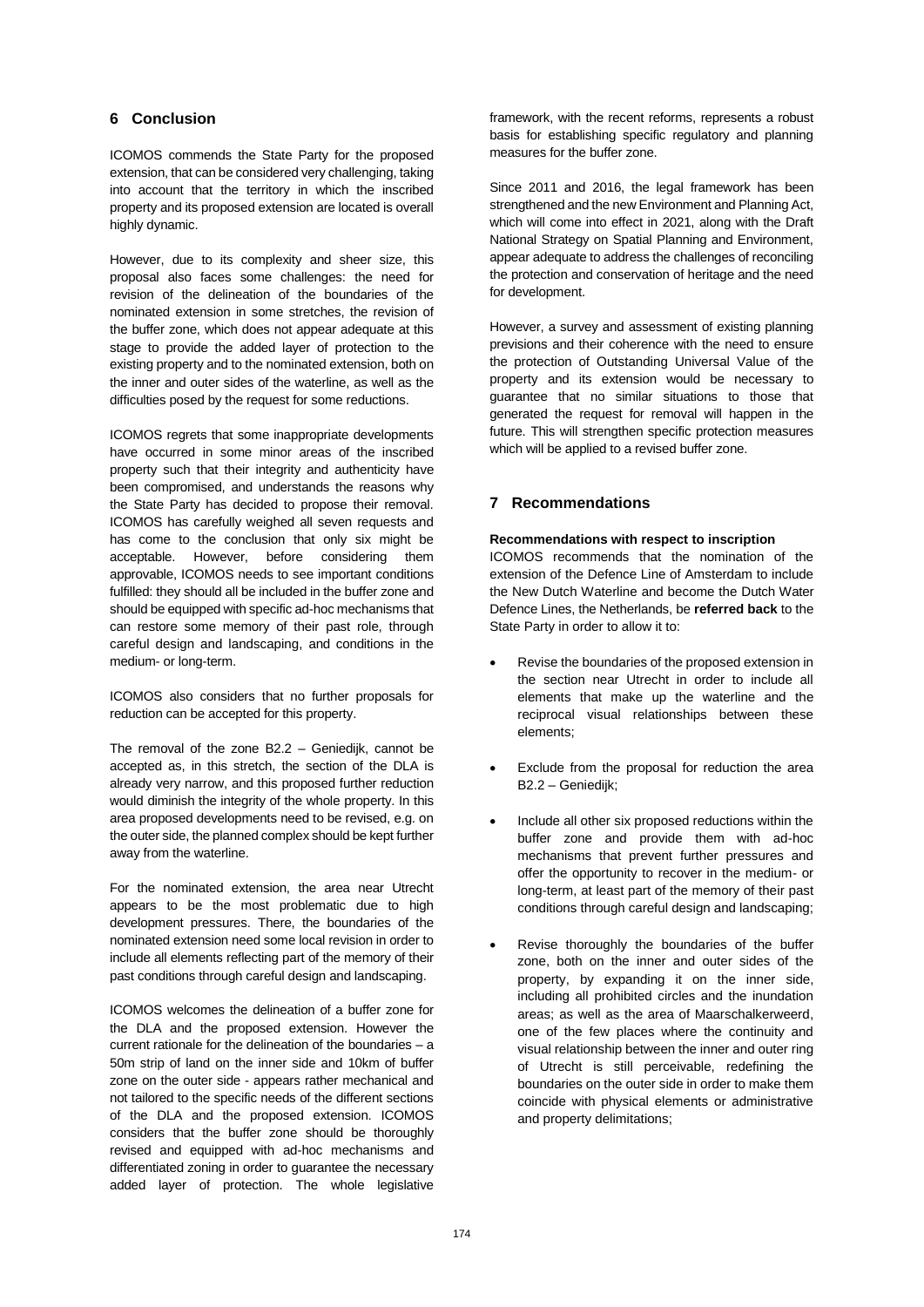## 6 Conclusion

ICOMOS commends the State Party for the proposed extension, that can be considered very challenging, taking into account that the territory in which the inscribed property and its proposed extension are located is overall highly dynamic.

However, due to its complexity and sheer size, this proposal also faces some challenges: the need for revision of the delineation of the boundaries of the nominated extension in some stretches, the revision of the buffer zone, which does not appear adequate at this stage to provide the added layer of protection to the existing property and to the nominated extension, both on the inner and outer sides of the waterline, as well as the difficulties posed by the request for some reductions.

ICOMOS regrets that some inappropriate developments have occurred in some minor areas of the inscribed property such that their integrity and authenticity have been compromised, and understands the reasons why the State Party has decided to propose their removal. ICOMOS has carefully weighed all seven requests and has come to the conclusion that only six might be acceptable. However, before considering them approvable, ICOMOS needs to see important conditions fulfilled: they should all be included in the buffer zone and should be equipped with specific ad-hoc mechanisms that can restore some memory of their past role, through careful design and landscaping, and conditions in the medium- or long-term.

ICOMOS also considers that no further proposals for reduction can be accepted for this property.

The removal of the zone B2.2 – Geniedijk, cannot be accepted as, in this stretch, the section of the DLA is already very narrow, and this proposed further reduction would diminish the integrity of the whole property. In this area proposed developments need to be revised, e.g. on the outer side, the planned complex should be kept further away from the waterline.

For the nominated extension, the area near Utrecht appears to be the most problematic due to high development pressures. There, the boundaries of the nominated extension need some local revision in order to include all elements reflecting part of the memory of their past conditions through careful design and landscaping.

ICOMOS welcomes the delineation of a buffer zone for the DLA and the proposed extension. However the current rationale for the delineation of the boundaries – a 50m strip of land on the inner side and 10km of buffer zone on the outer side - appears rather mechanical and not tailored to the specific needs of the different sections of the DLA and the proposed extension. ICOMOS considers that the buffer zone should be thoroughly revised and equipped with ad-hoc mechanisms and differentiated zoning in order to guarantee the necessary added layer of protection. The whole legislative framework, with the recent reforms, represents a robust basis for establishing specific regulatory and planning measures for the buffer zone.

Since 2011 and 2016, the legal framework has been strengthened and the new Environment and Planning Act, which will come into effect in 2021, along with the Draft National Strategy on Spatial Planning and Environment, appear adequate to address the challenges of reconciling the protection and conservation of heritage and the need for development.

However, a survey and assessment of existing planning previsions and their coherence with the need to ensure the protection of Outstanding Universal Value of the property and its extension would be necessary to guarantee that no similar situations to those that generated the request for removal will happen in the future. This will strengthen specific protection measures which will be applied to a revised buffer zone.

## 7 Recommendations

**Recommendations with respect to inscription**

ICOMOS recommends that the nomination of the extension of the Defence Line of Amsterdam to include the New Dutch Waterline and become the Dutch Water Defence Lines, the Netherlands, be **referred back** to the State Party in order to allow it to:

- Revise the boundaries of the proposed extension in the section near Utrecht in order to include all elements that make up the waterline and the reciprocal visual relationships between these elements;
- Exclude from the proposal for reduction the area B2.2 – Geniedijk;
- Include all other six proposed reductions within the buffer zone and provide them with ad-hoc mechanisms that prevent further pressures and offer the opportunity to recover in the medium- or long-term, at least part of the memory of their past conditions through careful design and landscaping;
- Revise thoroughly the boundaries of the buffer zone, both on the inner and outer sides of the property, by expanding it on the inner side, including all prohibited circles and the inundation areas; as well as the area of Maarschalkerweerd, one of the few places where the continuity and visual relationship between the inner and outer ring of Utrecht is still perceivable, redefining the boundaries on the outer side in order to make them coincide with physical elements or administrative and property delimitations;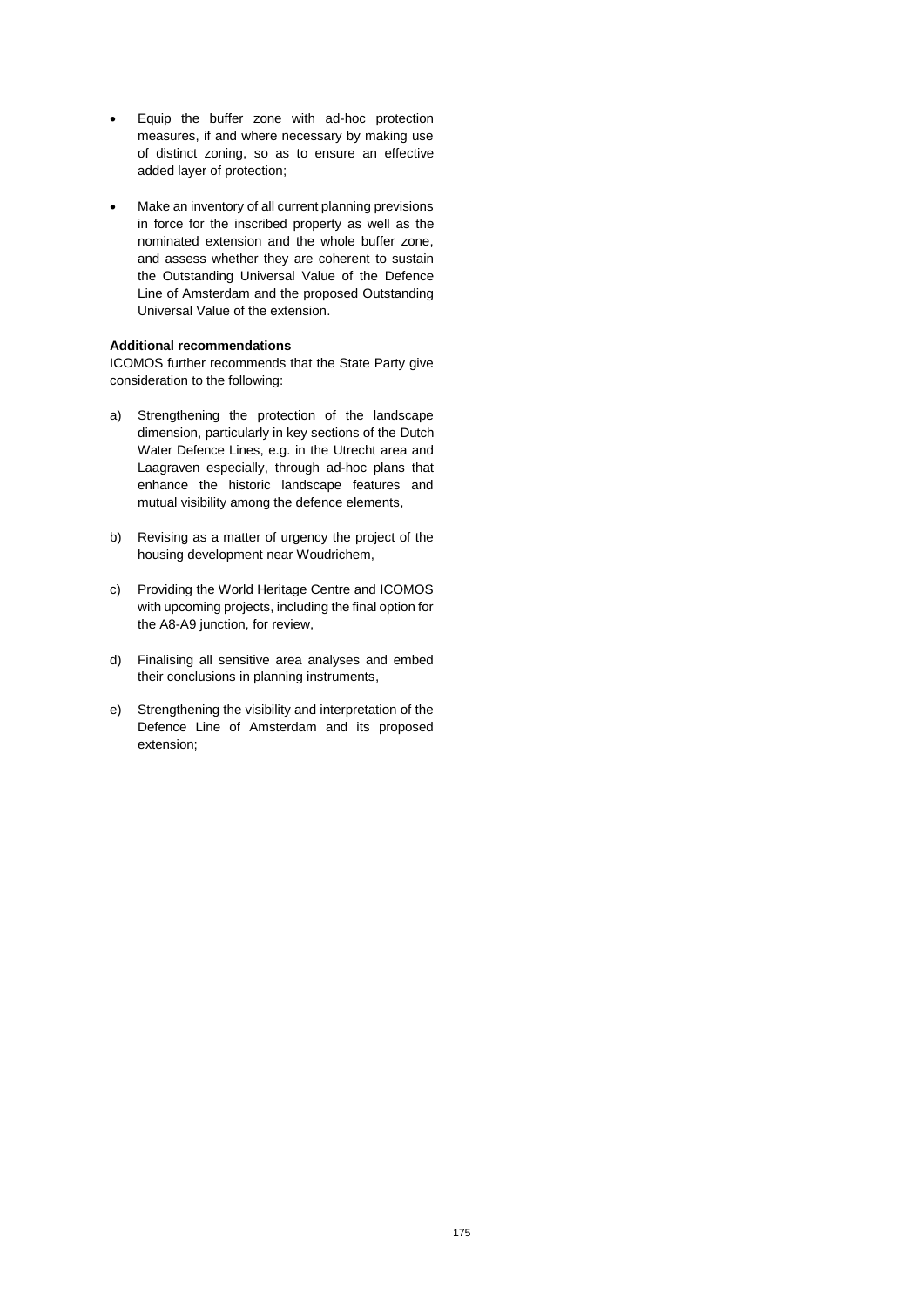- Equip the buffer zone with ad-hoc protection measures, if and where necessary by making use of distinct zoning, so as to ensure an effective added layer of protection;

- Make an inventory of all current planning previsions in force for the inscribed property as well as the nominated extension and the whole buffer zone, and assess whether they are coherent to sustain the Outstanding Universal Value of the Defence Line of Amsterdam and the proposed Outstanding Universal Value of the extension.

**Additional recommendations**

ICOMOS further recommends that the State Party give consideration to the following:

a) Strengthening the protection of the landscape dimension, particularly in key sections of the Dutch Water Defence Lines, e.g. in the Utrecht area and Laagraven especially, through ad-hoc plans that enhance the historic landscape features and mutual visibility among the defence elements,

b) Revising as a matter of urgency the project of the housing development near Woudrichem,

c) Providing the World Heritage Centre and ICOMOS with upcoming projects, including the final option for the A8-A9 junction, for review,

d) Finalising all sensitive area analyses and embed their conclusions in planning instruments,

e) Strengthening the visibility and interpretation of the Defence Line of Amsterdam and its proposed extension;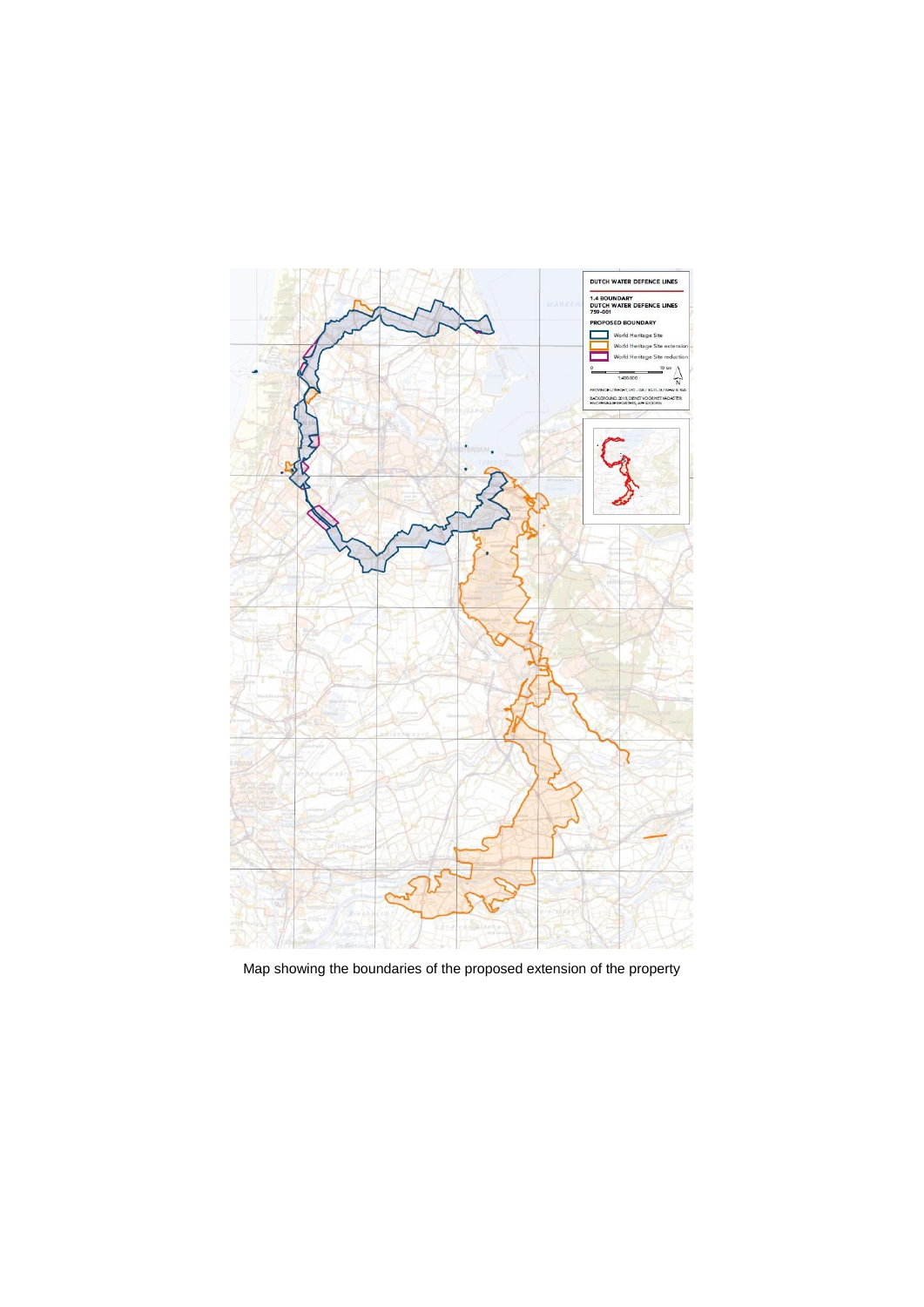DUTCH WATER DEFENCE LINES

1.4 BOUNDARY
DUTCH WATER DEFENCE LINES
759-001

PROPOSED BOUNDARY

World Heritage Site

World Heritage Site extension

World Heritage Site reduction

0

10 km

1:400.000

Map showing the boundaries of the proposed extension of the property